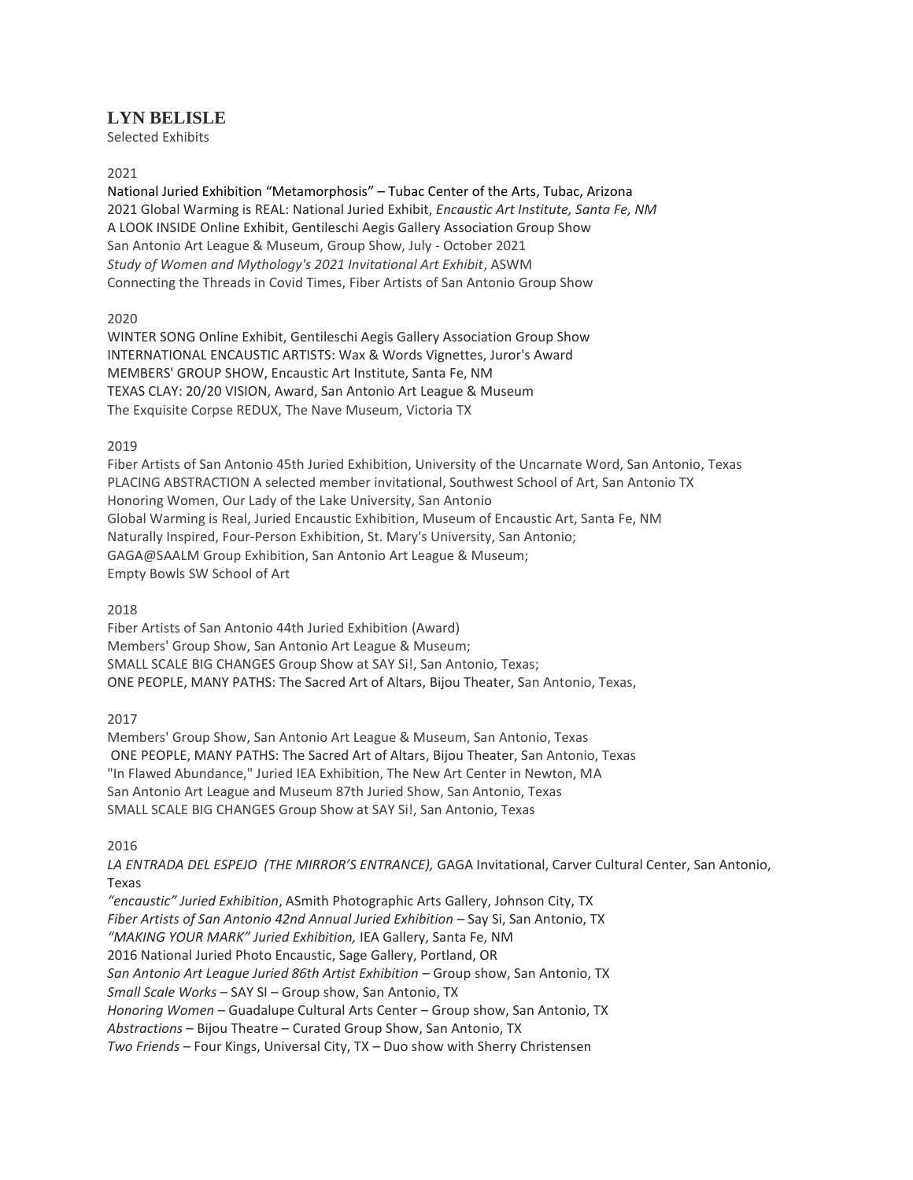# LYN BELISLE

Selected Exhibits

2021

National Juried Exhibition "Metamorphosis" – Tubac Center of the Arts, Tubac, Arizona
2021 Global Warming is REAL: National Juried Exhibit, *Encaustic Art Institute, Santa Fe, NM*
A LOOK INSIDE Online Exhibit, Gentileschi Aegis Gallery Association Group Show
San Antonio Art League & Museum, Group Show, July - October 2021
*Study of Women and Mythology's 2021 Invitational Art Exhibit*, ASWM
Connecting the Threads in Covid Times, Fiber Artists of San Antonio Group Show

2020

WINTER SONG Online Exhibit, Gentileschi Aegis Gallery Association Group Show
INTERNATIONAL ENCAUSTIC ARTISTS: Wax & Words Vignettes, Juror's Award
MEMBERS' GROUP SHOW, Encaustic Art Institute, Santa Fe, NM
TEXAS CLAY: 20/20 VISION, Award, San Antonio Art League & Museum
The Exquisite Corpse REDUX, The Nave Museum, Victoria TX

2019

Fiber Artists of San Antonio 45th Juried Exhibition, University of the Uncarnate Word, San Antonio, Texas
PLACING ABSTRACTION A selected member invitational, Southwest School of Art, San Antonio TX
Honoring Women, Our Lady of the Lake University, San Antonio
Global Warming is Real, Juried Encaustic Exhibition, Museum of Encaustic Art, Santa Fe, NM
Naturally Inspired, Four-Person Exhibition, St. Mary's University, San Antonio;
GAGA@SAALM Group Exhibition, San Antonio Art League & Museum;
Empty Bowls SW School of Art

2018

Fiber Artists of San Antonio 44th Juried Exhibition (Award)
Members' Group Show, San Antonio Art League & Museum;
SMALL SCALE BIG CHANGES Group Show at SAY Si!, San Antonio, Texas;
ONE PEOPLE, MANY PATHS: The Sacred Art of Altars, Bijou Theater, San Antonio, Texas,

2017

Members' Group Show, San Antonio Art League & Museum, San Antonio, Texas
ONE PEOPLE, MANY PATHS: The Sacred Art of Altars, Bijou Theater, San Antonio, Texas
"In Flawed Abundance," Juried IEA Exhibition, The New Art Center in Newton, MA
San Antonio Art League and Museum 87th Juried Show, San Antonio, Texas
SMALL SCALE BIG CHANGES Group Show at SAY Si!, San Antonio, Texas

2016

*LA ENTRADA DEL ESPEJO (THE MIRROR'S ENTRANCE),* GAGA Invitational, Carver Cultural Center, San Antonio, Texas
*"encaustic" Juried Exhibition*, ASmith Photographic Arts Gallery, Johnson City, TX
*Fiber Artists of San Antonio 42nd Annual Juried Exhibition* – Say Si, San Antonio, TX
*"MAKING YOUR MARK" Juried Exhibition,* IEA Gallery, Santa Fe, NM
2016 National Juried Photo Encaustic, Sage Gallery, Portland, OR
*San Antonio Art League Juried 86th Artist Exhibition* – Group show, San Antonio, TX
*Small Scale Works* – SAY SI – Group show, San Antonio, TX
*Honoring Women* – Guadalupe Cultural Arts Center – Group show, San Antonio, TX
*Abstractions* – Bijou Theatre – Curated Group Show, San Antonio, TX
*Two Friends* – Four Kings, Universal City, TX – Duo show with Sherry Christensen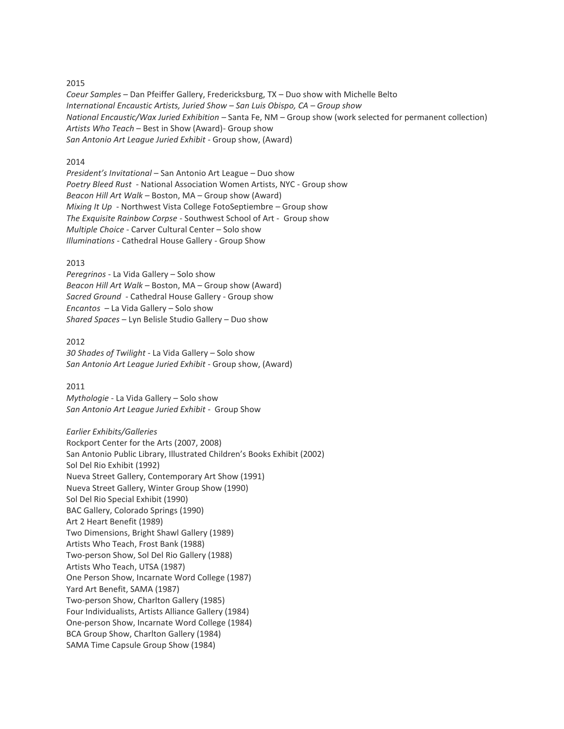2015

*Coeur Samples* – Dan Pfeiffer Gallery, Fredericksburg, TX – Duo show with Michelle Belto
*International Encaustic Artists, Juried Show – San Luis Obispo, CA – Group show*
*National Encaustic/Wax Juried Exhibition* – Santa Fe, NM – Group show (work selected for permanent collection)
*Artists Who Teach* – Best in Show (Award)- Group show
*San Antonio Art League Juried Exhibit* - Group show, (Award)

2014

*President's Invitational* – San Antonio Art League – Duo show
*Poetry Bleed Rust* - National Association Women Artists, NYC - Group show
*Beacon Hill Art Walk* – Boston, MA – Group show (Award)
*Mixing It Up* - Northwest Vista College FotoSeptiembre – Group show
*The Exquisite Rainbow Corpse* - Southwest School of Art - Group show
*Multiple Choice* - Carver Cultural Center – Solo show
*Illuminations* - Cathedral House Gallery - Group Show

2013

*Peregrinos* - La Vida Gallery – Solo show
*Beacon Hill Art Walk* – Boston, MA – Group show (Award)
*Sacred Ground* - Cathedral House Gallery - Group show
*Encantos* – La Vida Gallery – Solo show
*Shared Spaces* – Lyn Belisle Studio Gallery – Duo show

2012

*30 Shades of Twilight* - La Vida Gallery – Solo show
*San Antonio Art League Juried Exhibit* - Group show, (Award)

2011

*Mythologie* - La Vida Gallery – Solo show
*San Antonio Art League Juried Exhibit* - Group Show

*Earlier Exhibits/Galleries*

Rockport Center for the Arts (2007, 2008)
San Antonio Public Library, Illustrated Children's Books Exhibit (2002)
Sol Del Rio Exhibit (1992)
Nueva Street Gallery, Contemporary Art Show (1991)
Nueva Street Gallery, Winter Group Show (1990)
Sol Del Rio Special Exhibit (1990)
BAC Gallery, Colorado Springs (1990)
Art 2 Heart Benefit (1989)
Two Dimensions, Bright Shawl Gallery (1989)
Artists Who Teach, Frost Bank (1988)
Two-person Show, Sol Del Rio Gallery (1988)
Artists Who Teach, UTSA (1987)
One Person Show, Incarnate Word College (1987)
Yard Art Benefit, SAMA (1987)
Two-person Show, Charlton Gallery (1985)
Four Individualists, Artists Alliance Gallery (1984)
One-person Show, Incarnate Word College (1984)
BCA Group Show, Charlton Gallery (1984)
SAMA Time Capsule Group Show (1984)